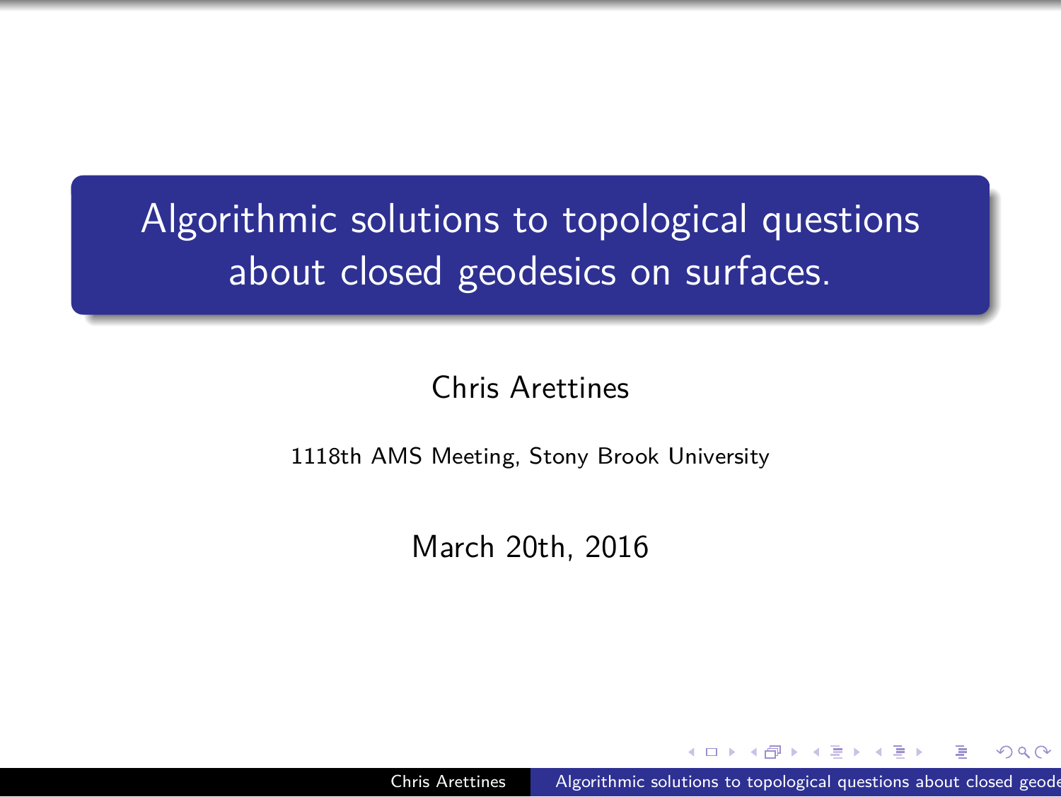# Algorithmic solutions to topological questions about closed geodesics on surfaces.

Chris Arettines

1118th AMS Meeting, Stony Brook University

March 20th, 2016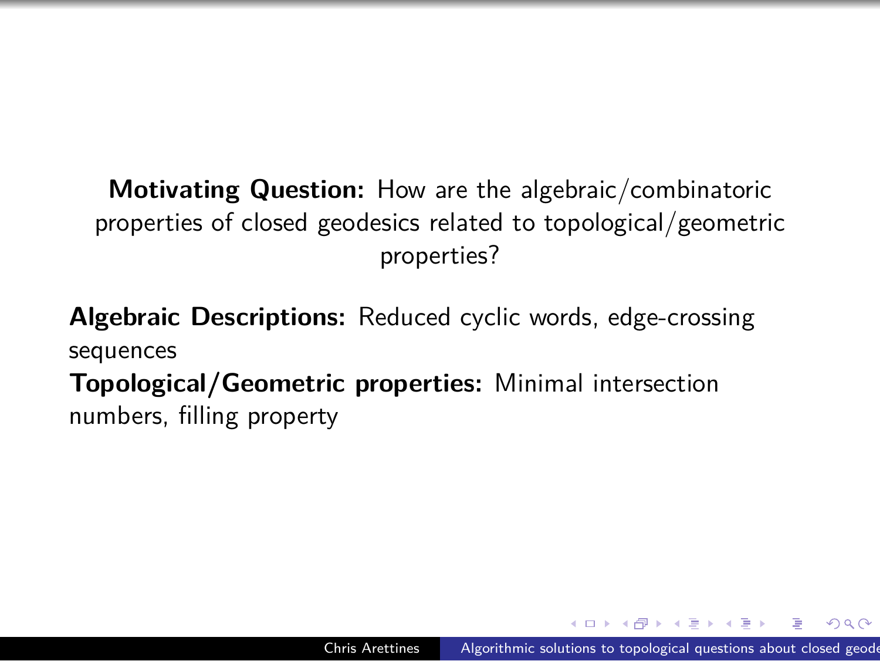**Motivating Question:** How are the algebraic/combinatoric properties of closed geodesics related to topological/geometric properties?

**Algebraic Descriptions:** Reduced cyclic words, edge-crossing sequences

**Topological/Geometric properties:** Minimal intersection numbers, filling property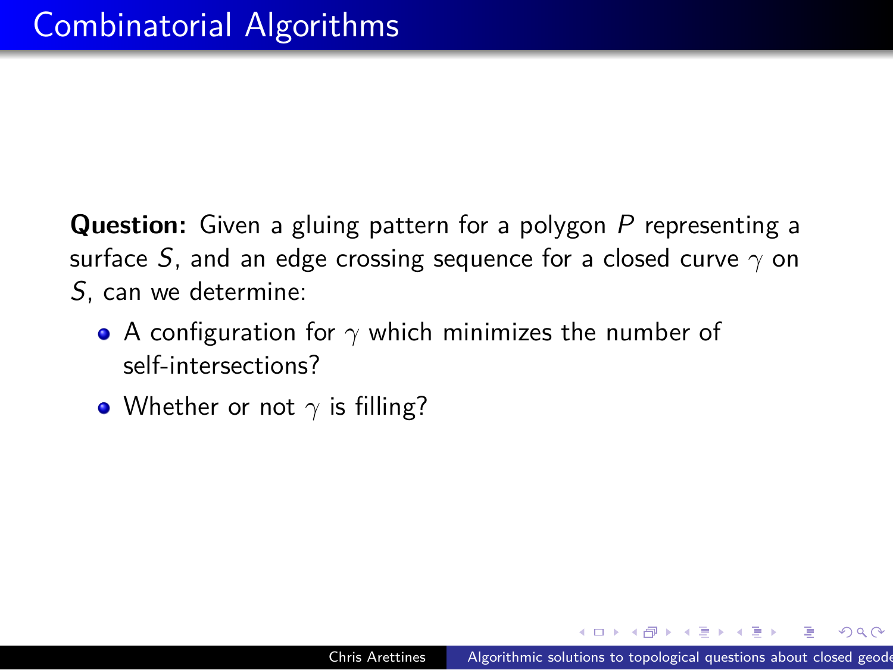# Combinatorial Algorithms

**Question:** Given a gluing pattern for a polygon $P$ representing a surface $S$, and an edge crossing sequence for a closed curve $\gamma$ on $S$, can we determine:

- A configuration for $\gamma$ which minimizes the number of self-intersections?
- Whether or not $\gamma$ is filling?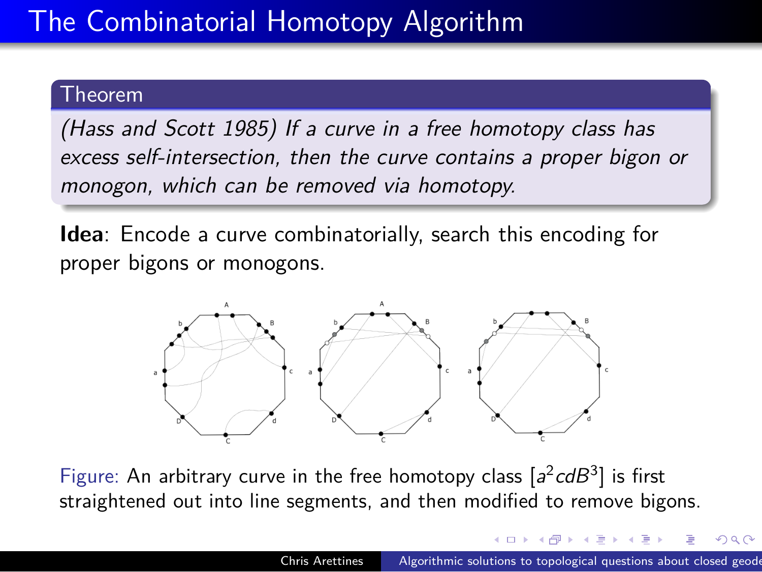# The Combinatorial Homotopy Algorithm

**Theorem**

*(Hass and Scott 1985) If a curve in a free homotopy class has excess self-intersection, then the curve contains a proper bigon or monogon, which can be removed via homotopy.*

**Idea**: Encode a curve combinatorially, search this encoding for proper bigons or monogons.

Figure: An arbitrary curve in the free homotopy class $[a^2cdB^3]$ is first straightened out into line segments, and then modified to remove bigons.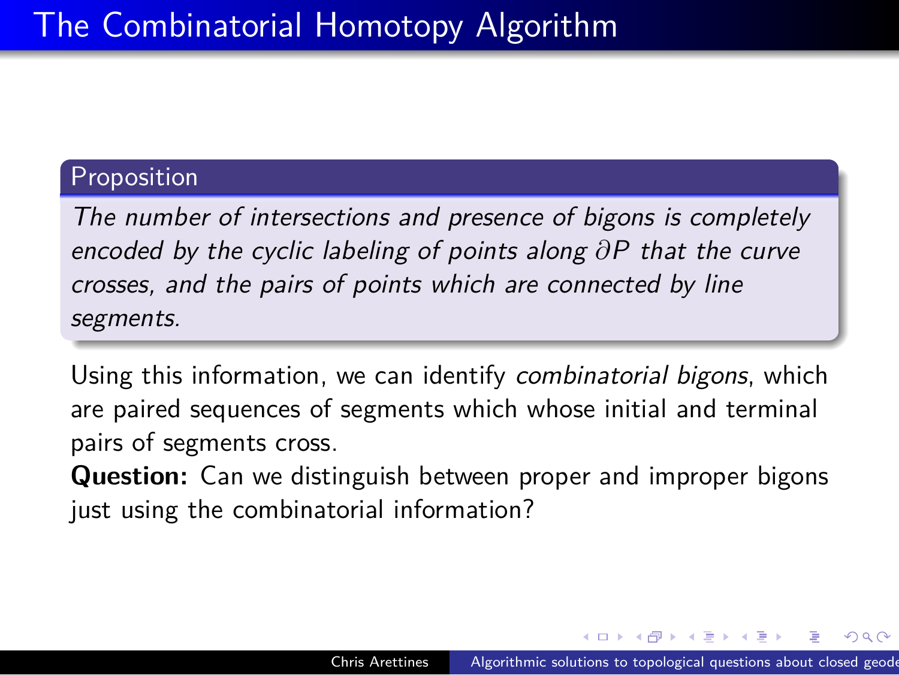# The Combinatorial Homotopy Algorithm

**Proposition**

*The number of intersections and presence of bigons is completely encoded by the cyclic labeling of points along $\partial P$ that the curve crosses, and the pairs of points which are connected by line segments.*

Using this information, we can identify *combinatorial bigons*, which are paired sequences of segments which whose initial and terminal pairs of segments cross.

**Question:** Can we distinguish between proper and improper bigons just using the combinatorial information?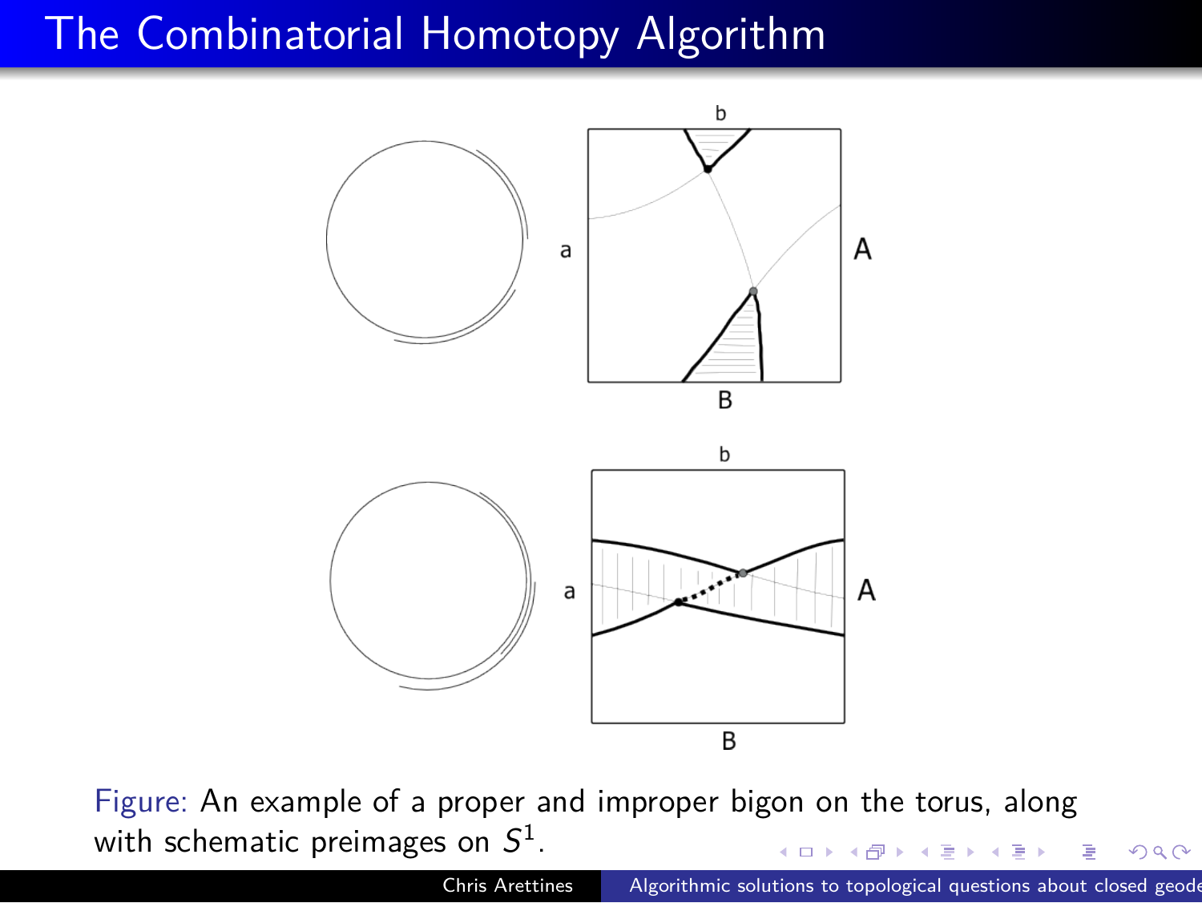# The Combinatorial Homotopy Algorithm

Figure: An example of a proper and improper bigon on the torus, along with schematic preimages on $S^1$.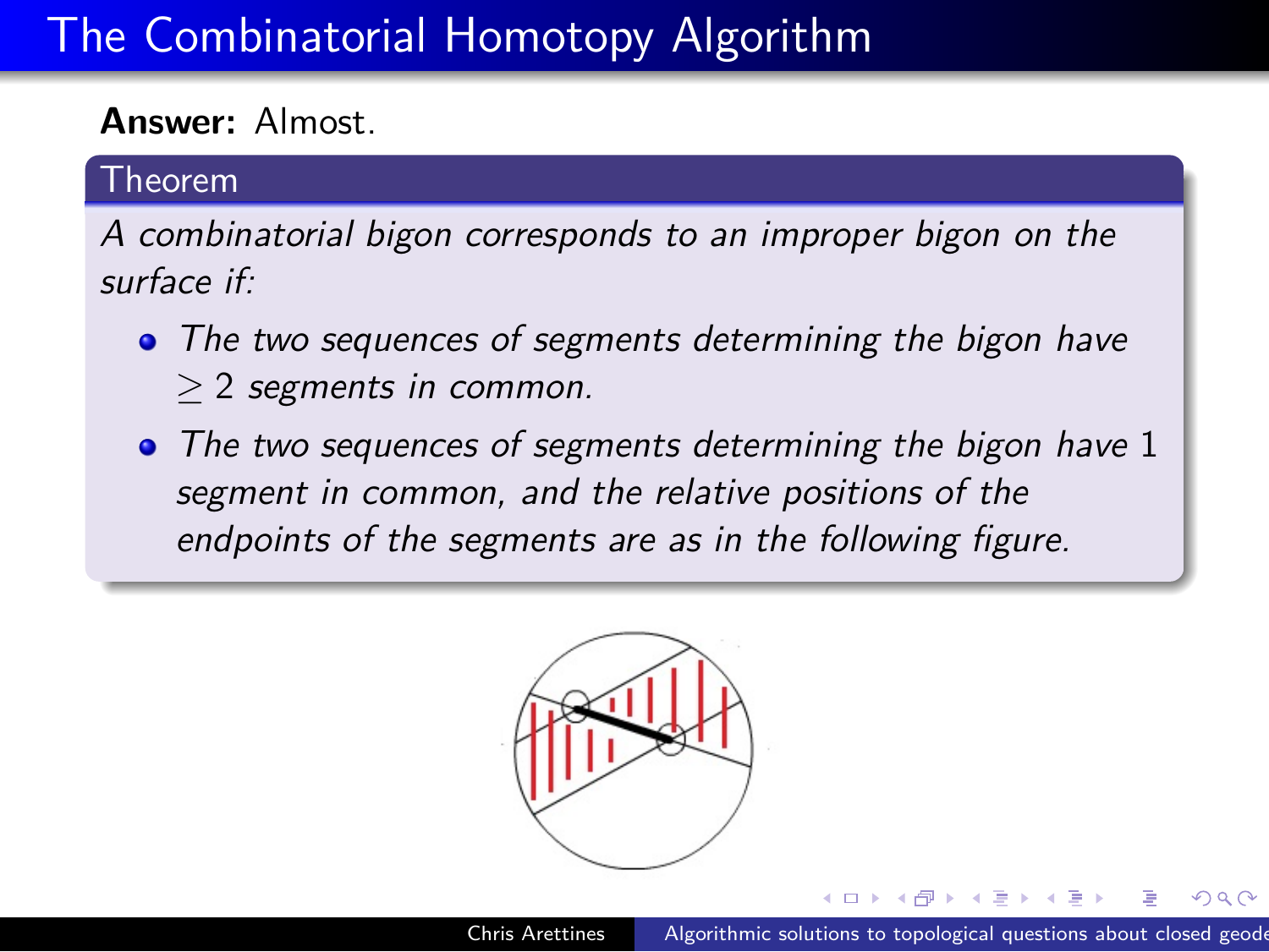# The Combinatorial Homotopy Algorithm

**Answer:** Almost.

**Theorem**

*A combinatorial bigon corresponds to an improper bigon on the surface if:*

- *The two sequences of segments determining the bigon have* $\geq 2$ *segments in common.*
- *The two sequences of segments determining the bigon have* 1 *segment in common, and the relative positions of the endpoints of the segments are as in the following figure.*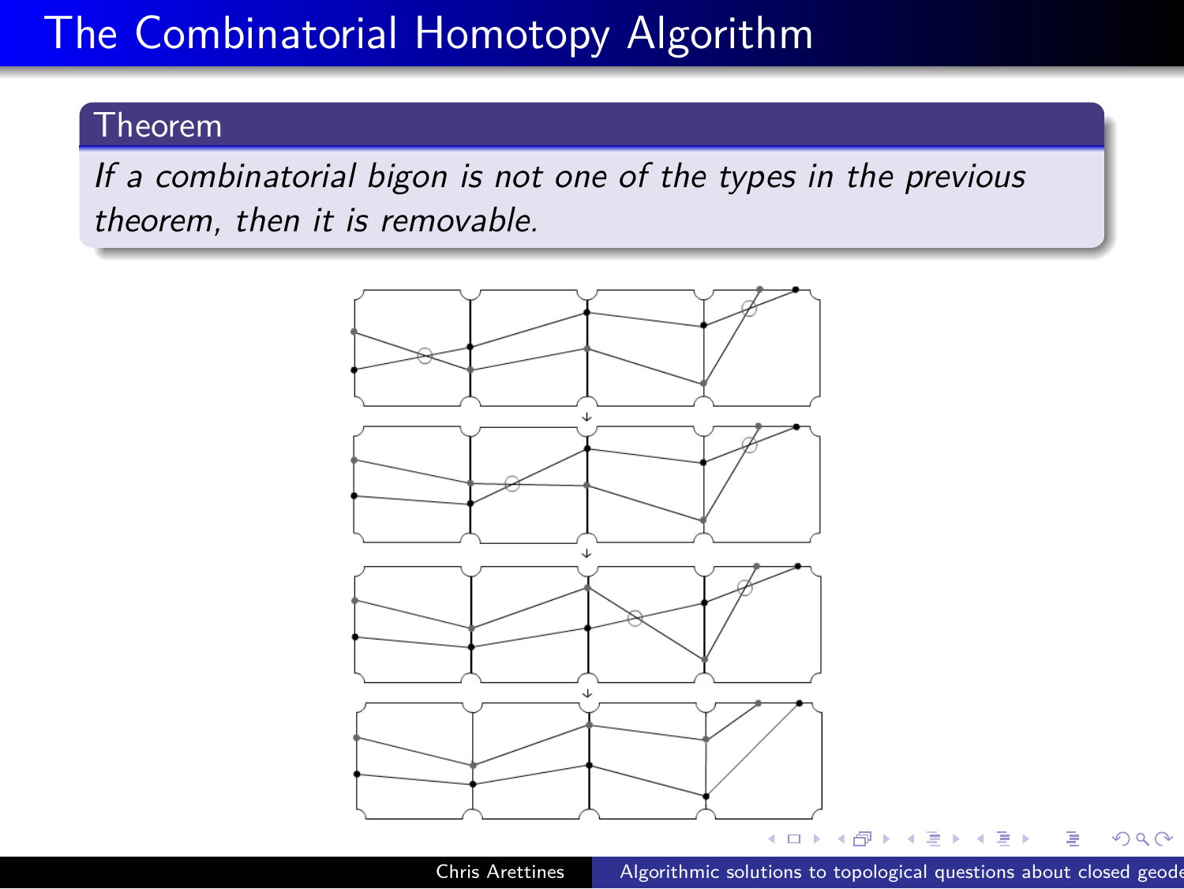# The Combinatorial Homotopy Algorithm

**Theorem**

*If a combinatorial bigon is not one of the types in the previous theorem, then it is removable.*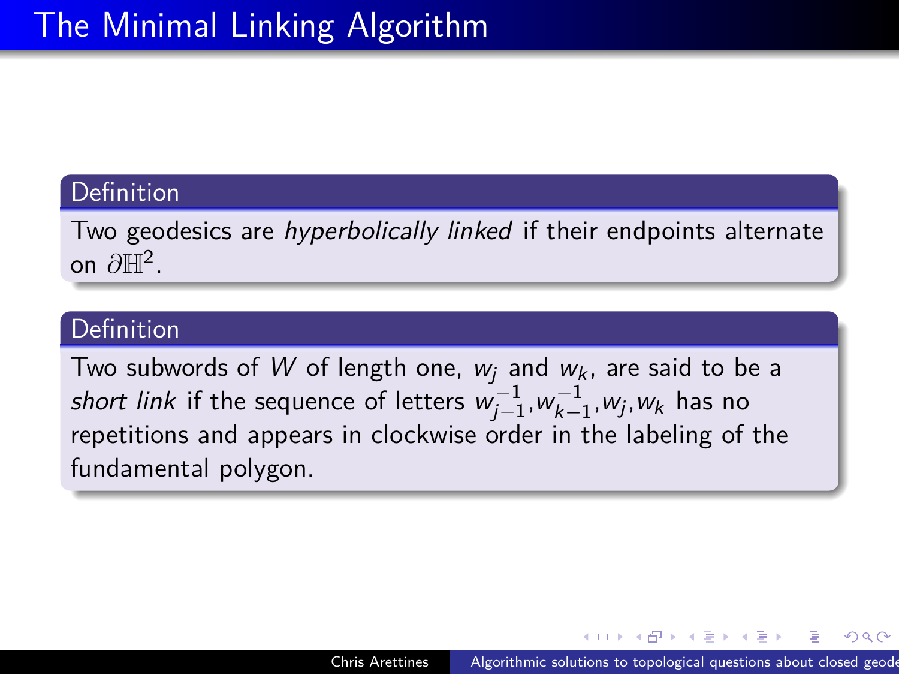# The Minimal Linking Algorithm

**Definition**

Two geodesics are *hyperbolically linked* if their endpoints alternate on $\partial\mathbb{H}^2$.

**Definition**

Two subwords of $W$ of length one, $w_j$ and $w_k$, are said to be a *short link* if the sequence of letters $w_{j-1}^{-1}, w_{k-1}^{-1}, w_j, w_k$ has no repetitions and appears in clockwise order in the labeling of the fundamental polygon.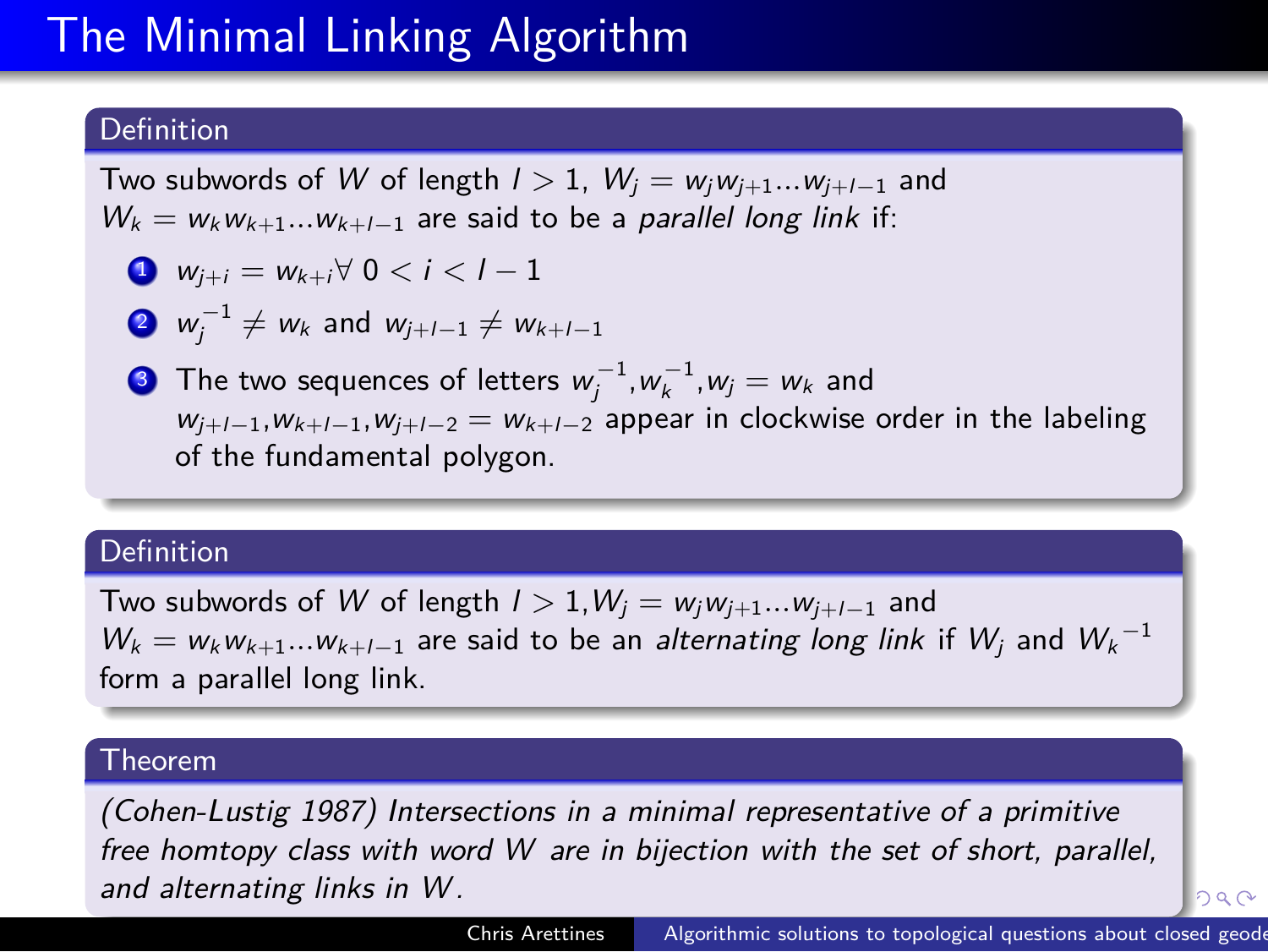# The Minimal Linking Algorithm

**Definition**

Two subwords of $W$ of length $l > 1$, $W_j = w_j w_{j+1} ... w_{j+l-1}$ and $W_k = w_k w_{k+1} ... w_{k+l-1}$ are said to be a *parallel long link* if:

1. $w_{j+i} = w_{k+i} \forall \; 0 < i < l-1$
2. $w_j^{-1} \neq w_k$ and $w_{j+l-1} \neq w_{k+l-1}$
3. The two sequences of letters $w_j^{-1}$,$w_k^{-1}$,$w_j = w_k$ and $w_{j+l-1}$,$w_{k+l-1}$,$w_{j+l-2} = w_{k+l-2}$ appear in clockwise order in the labeling of the fundamental polygon.

**Definition**

Two subwords of $W$ of length $l > 1$,$W_j = w_j w_{j+1} ... w_{j+l-1}$ and $W_k = w_k w_{k+1} ... w_{k+l-1}$ are said to be an *alternating long link* if $W_j$ and ${W_k}^{-1}$ form a parallel long link.

**Theorem**

*(Cohen-Lustig 1987) Intersections in a minimal representative of a primitive free homtopy class with word $W$ are in bijection with the set of short, parallel, and alternating links in $W$.*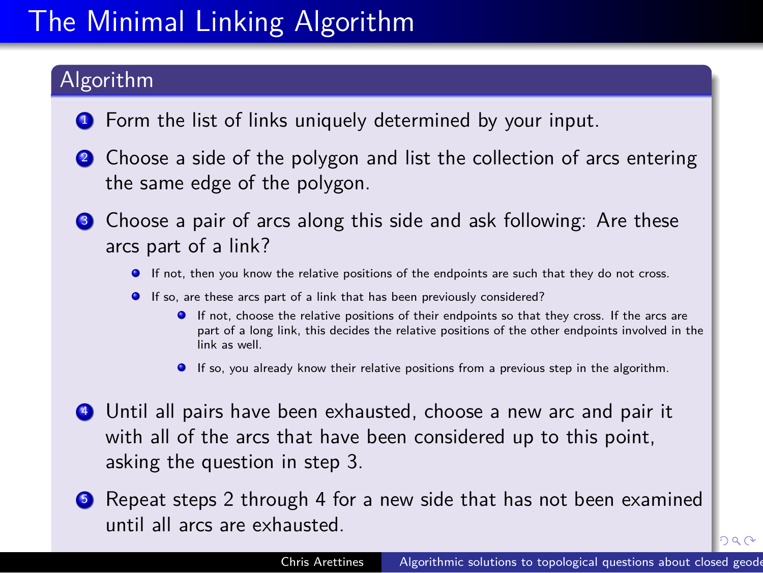# The Minimal Linking Algorithm

## Algorithm

1. Form the list of links uniquely determined by your input.
2. Choose a side of the polygon and list the collection of arcs entering the same edge of the polygon.
3. Choose a pair of arcs along this side and ask following: Are these arcs part of a link?
   - If not, then you know the relative positions of the endpoints are such that they do not cross.
   - If so, are these arcs part of a link that has been previously considered?
     - If not, choose the relative positions of their endpoints so that they cross. If the arcs are part of a long link, this decides the relative positions of the other endpoints involved in the link as well.
     - If so, you already know their relative positions from a previous step in the algorithm.
4. Until all pairs have been exhausted, choose a new arc and pair it with all of the arcs that have been considered up to this point, asking the question in step 3.
5. Repeat steps 2 through 4 for a new side that has not been examined until all arcs are exhausted.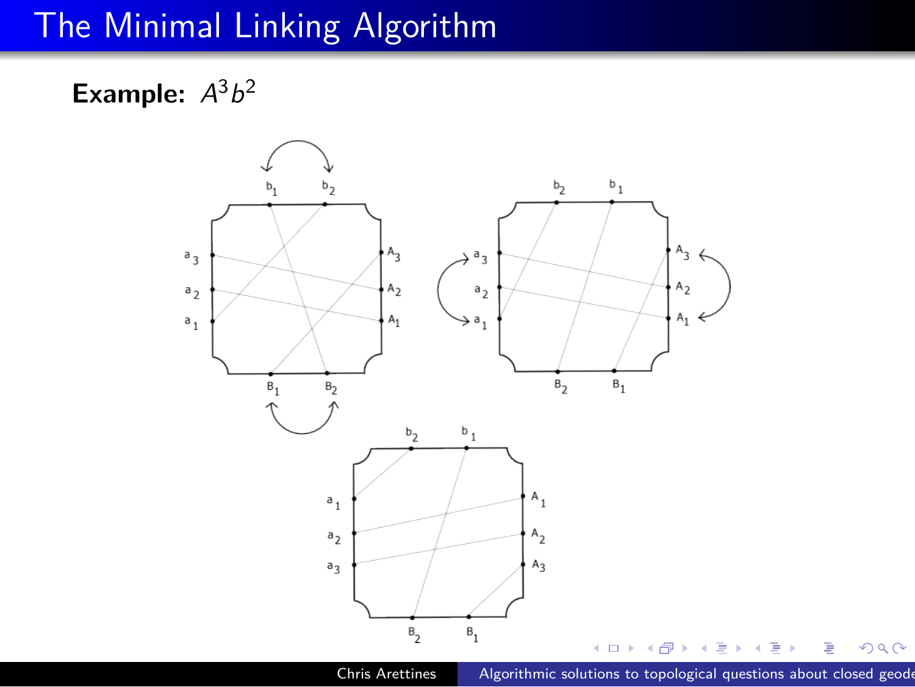# The Minimal Linking Algorithm

**Example:** $A^3b^2$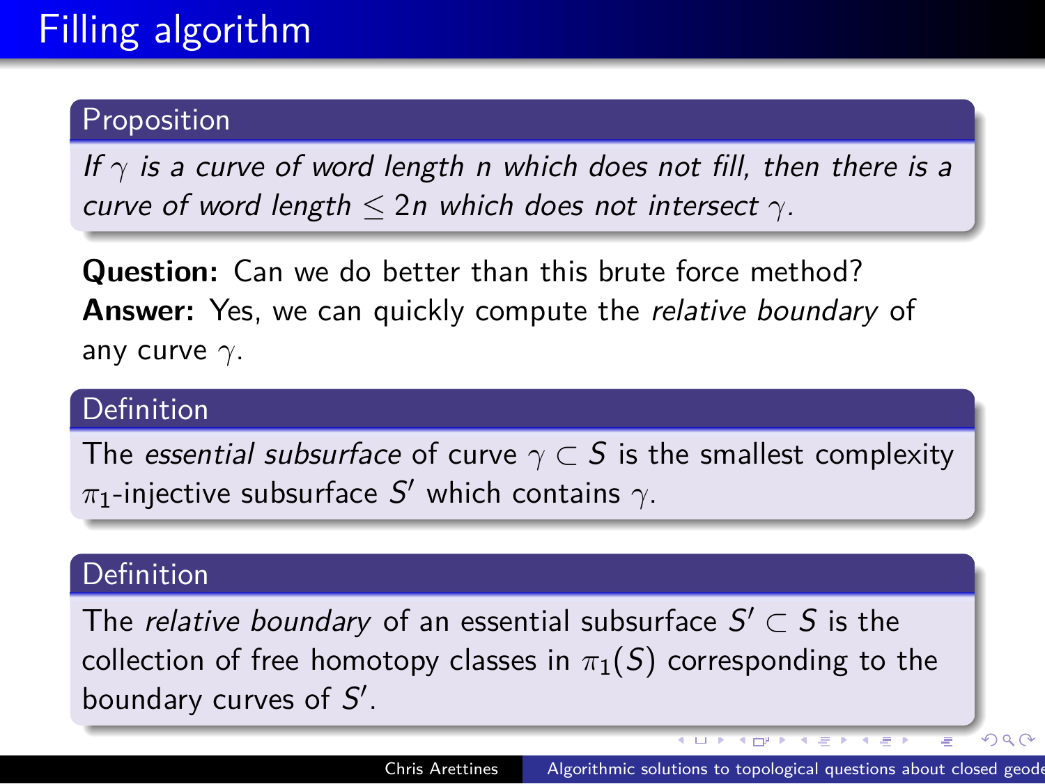# Filling algorithm

**Proposition**

*If $\gamma$ is a curve of word length $n$ which does not fill, then there is a curve of word length $\leq 2n$ which does not intersect $\gamma$.*

**Question:** Can we do better than this brute force method?

**Answer:** Yes, we can quickly compute the *relative boundary* of any curve $\gamma$.

**Definition**

The *essential subsurface* of curve $\gamma \subset S$ is the smallest complexity $\pi_1$-injective subsurface $S'$ which contains $\gamma$.

**Definition**

The *relative boundary* of an essential subsurface $S' \subset S$ is the collection of free homotopy classes in $\pi_1(S)$ corresponding to the boundary curves of $S'$.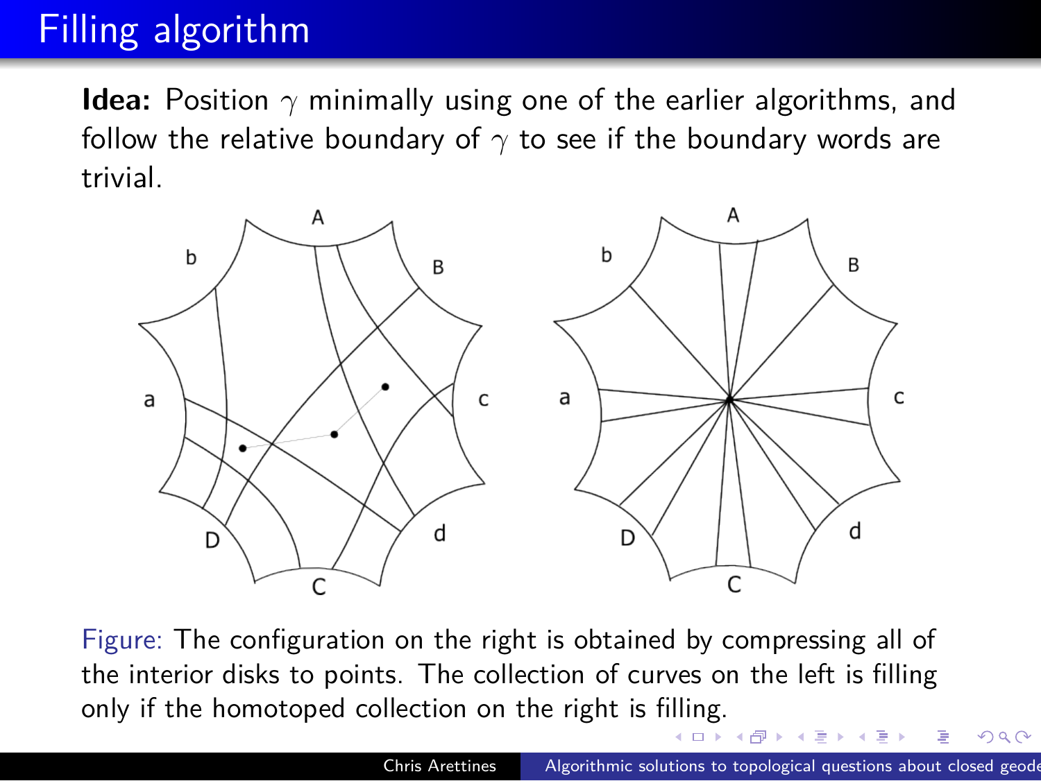# Filling algorithm

**Idea:** Position $\gamma$ minimally using one of the earlier algorithms, and follow the relative boundary of $\gamma$ to see if the boundary words are trivial.

Figure: The configuration on the right is obtained by compressing all of the interior disks to points. The collection of curves on the left is filling only if the homotoped collection on the right is filling.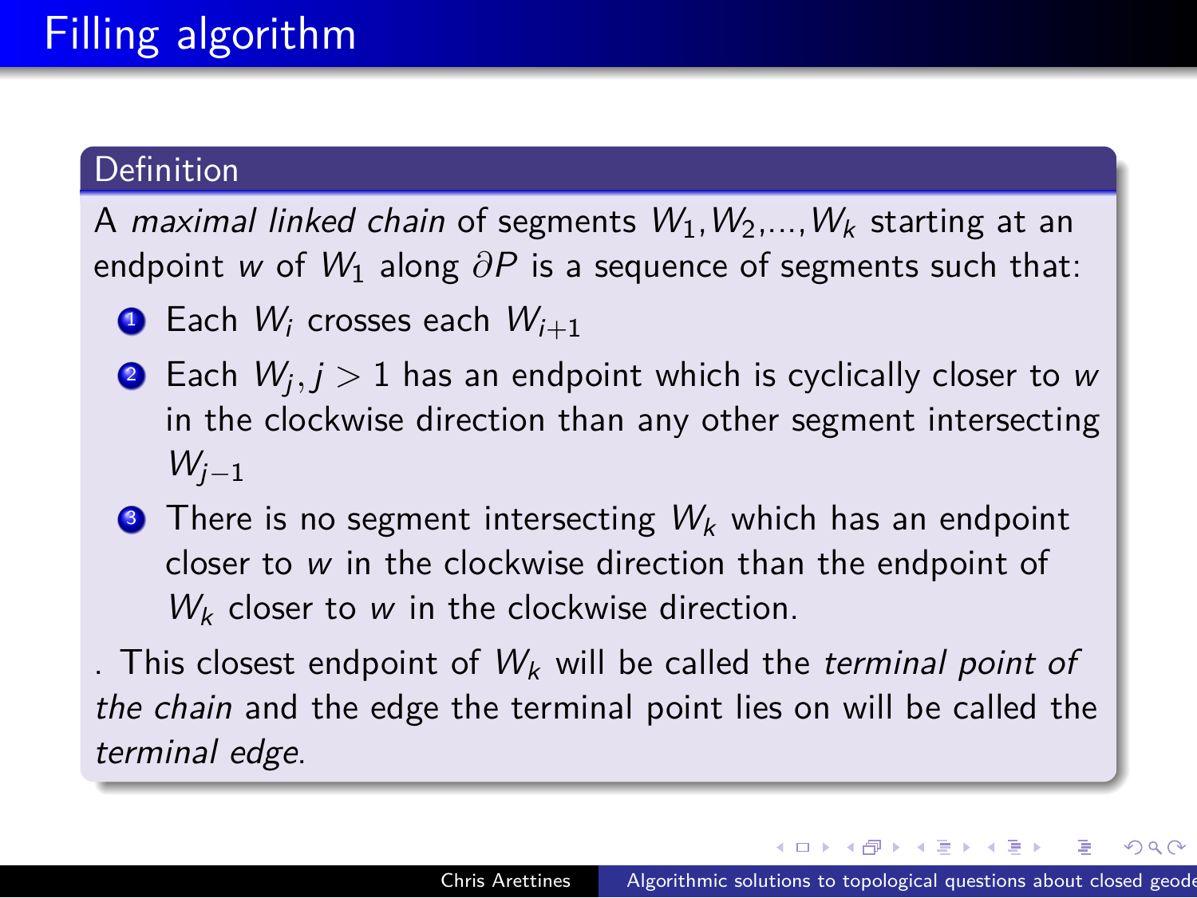# Filling algorithm

**Definition**

A *maximal linked chain* of segments $W_1, W_2, \ldots, W_k$ starting at an endpoint $w$ of $W_1$ along $\partial P$ is a sequence of segments such that:

1. Each $W_i$ crosses each $W_{i+1}$
2. Each $W_j, j > 1$ has an endpoint which is cyclically closer to $w$ in the clockwise direction than any other segment intersecting $W_{j-1}$
3. There is no segment intersecting $W_k$ which has an endpoint closer to $w$ in the clockwise direction than the endpoint of $W_k$ closer to $w$ in the clockwise direction.

. This closest endpoint of $W_k$ will be called the *terminal point of the chain* and the edge the terminal point lies on will be called the *terminal edge*.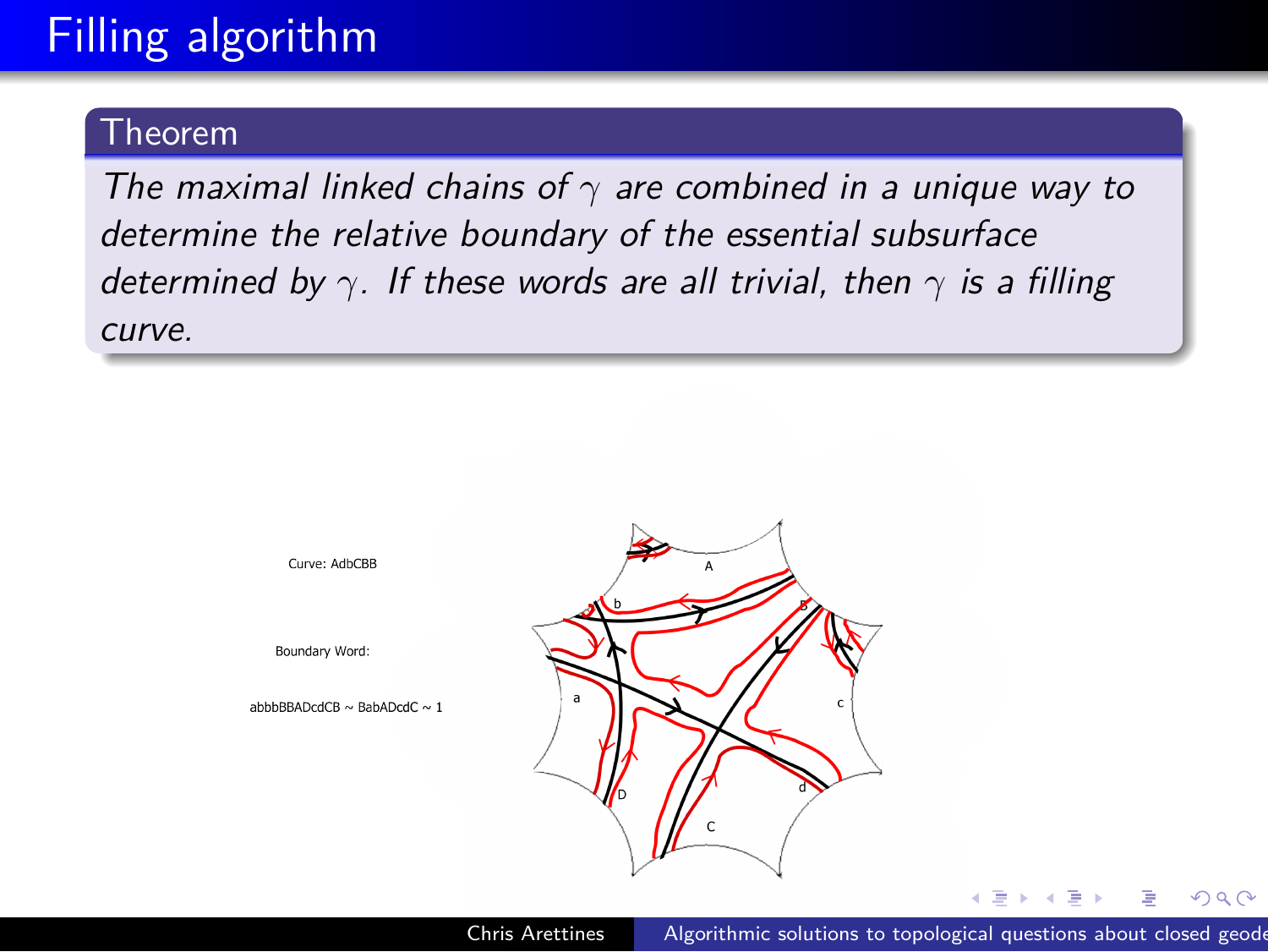# Filling algorithm

**Theorem**

*The maximal linked chains of $\gamma$ are combined in a unique way to determine the relative boundary of the essential subsurface determined by $\gamma$. If these words are all trivial, then $\gamma$ is a filling curve.*

Curve: AdbCBB

Boundary Word:

abbbBBADcdCB ~ BabADcdC ~ 1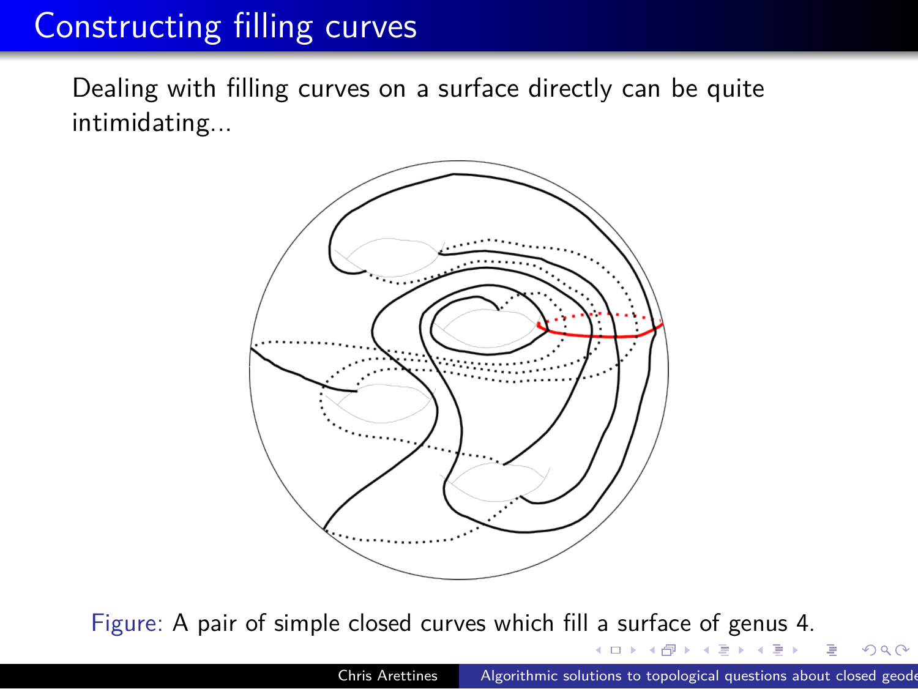# Constructing filling curves

Dealing with filling curves on a surface directly can be quite intimidating...

Figure: A pair of simple closed curves which fill a surface of genus 4.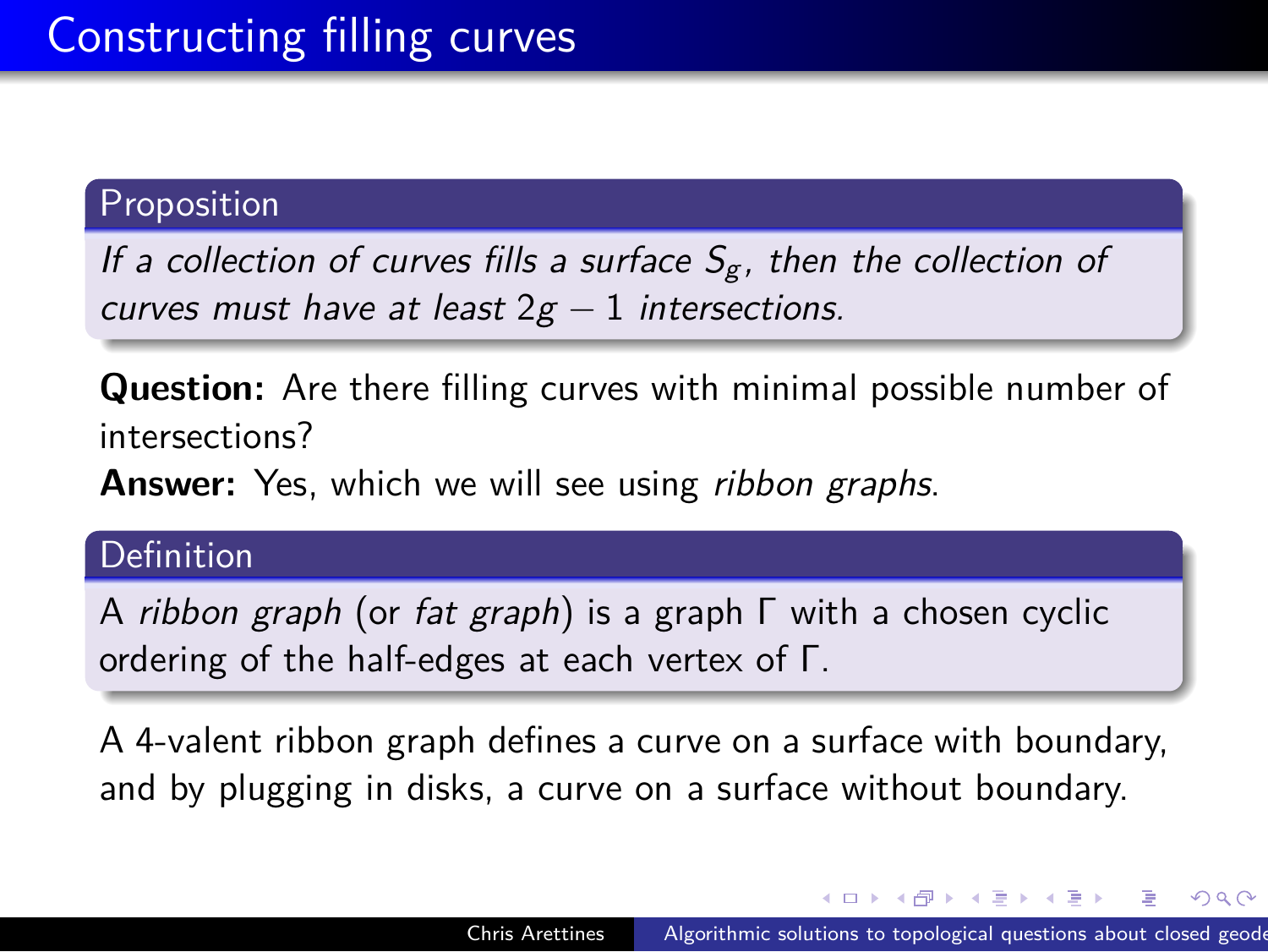# Constructing filling curves

**Proposition**

*If a collection of curves fills a surface $S_g$, then the collection of curves must have at least $2g - 1$ intersections.*

**Question:** Are there filling curves with minimal possible number of intersections?

**Answer:** Yes, which we will see using *ribbon graphs*.

**Definition**

A *ribbon graph* (or *fat graph*) is a graph $\Gamma$ with a chosen cyclic ordering of the half-edges at each vertex of $\Gamma$.

A 4-valent ribbon graph defines a curve on a surface with boundary, and by plugging in disks, a curve on a surface without boundary.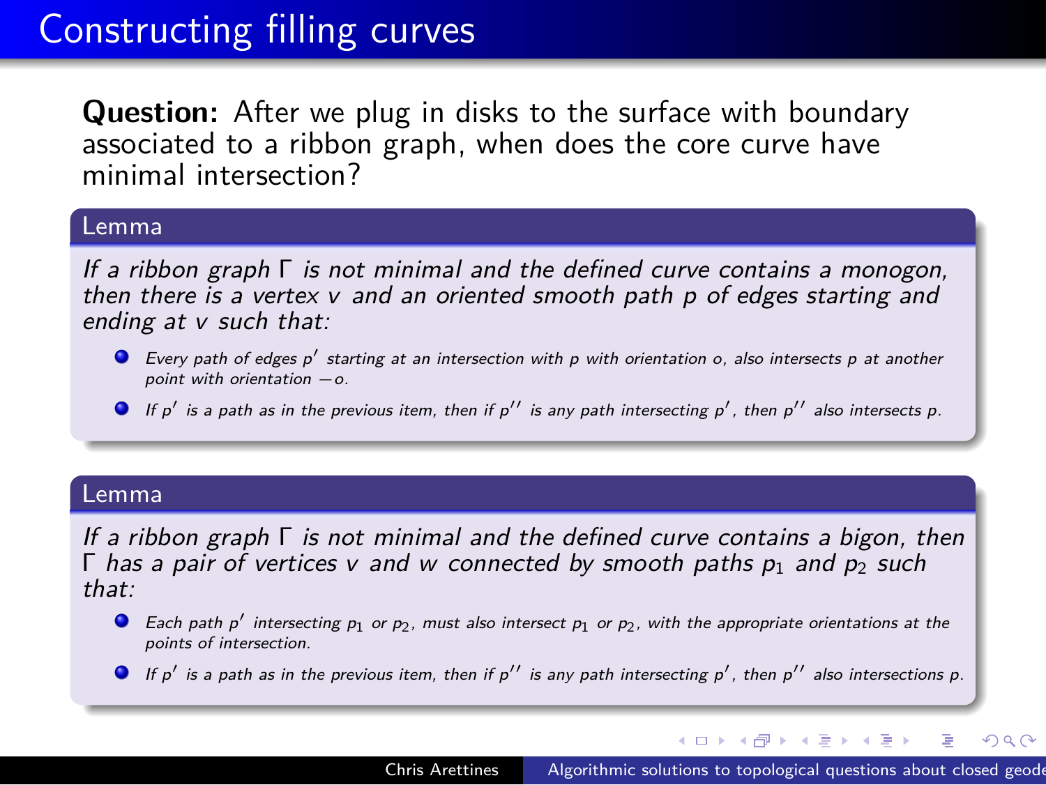# Constructing filling curves

**Question:** After we plug in disks to the surface with boundary associated to a ribbon graph, when does the core curve have minimal intersection?

**Lemma**

*If a ribbon graph $\Gamma$ is not minimal and the defined curve contains a monogon, then there is a vertex $v$ and an oriented smooth path $p$ of edges starting and ending at $v$ such that:*

- *Every path of edges $p'$ starting at an intersection with $p$ with orientation $o$, also intersects $p$ at another point with orientation $-o$.*
- *If $p'$ is a path as in the previous item, then if $p''$ is any path intersecting $p'$, then $p''$ also intersects $p$.*

**Lemma**

*If a ribbon graph $\Gamma$ is not minimal and the defined curve contains a bigon, then $\Gamma$ has a pair of vertices $v$ and $w$ connected by smooth paths $p_1$ and $p_2$ such that:*

- *Each path $p'$ intersecting $p_1$ or $p_2$, must also intersect $p_1$ or $p_2$, with the appropriate orientations at the points of intersection.*
- *If $p'$ is a path as in the previous item, then if $p''$ is any path intersecting $p'$, then $p''$ also intersections $p$.*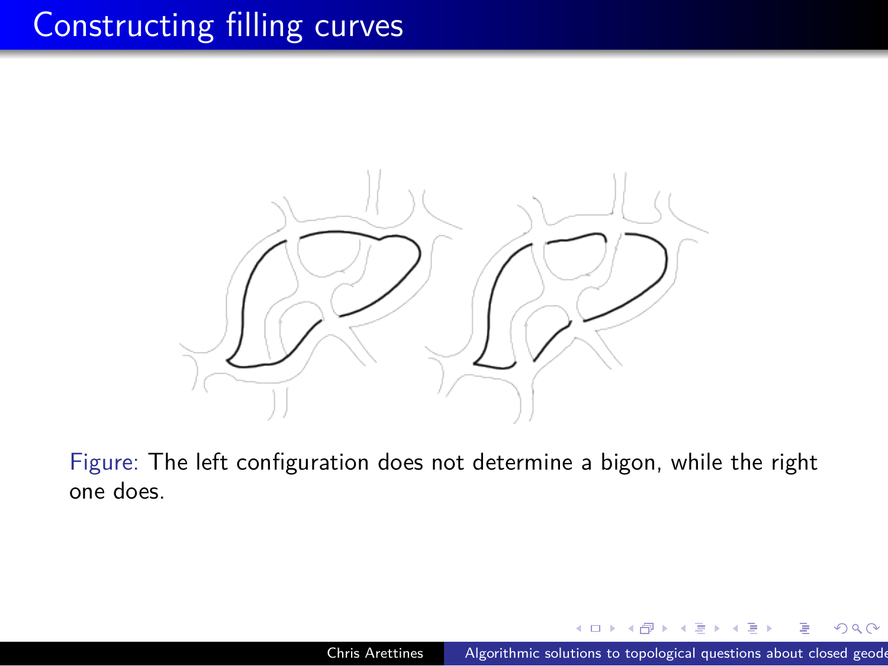# Constructing filling curves

Figure: The left configuration does not determine a bigon, while the right one does.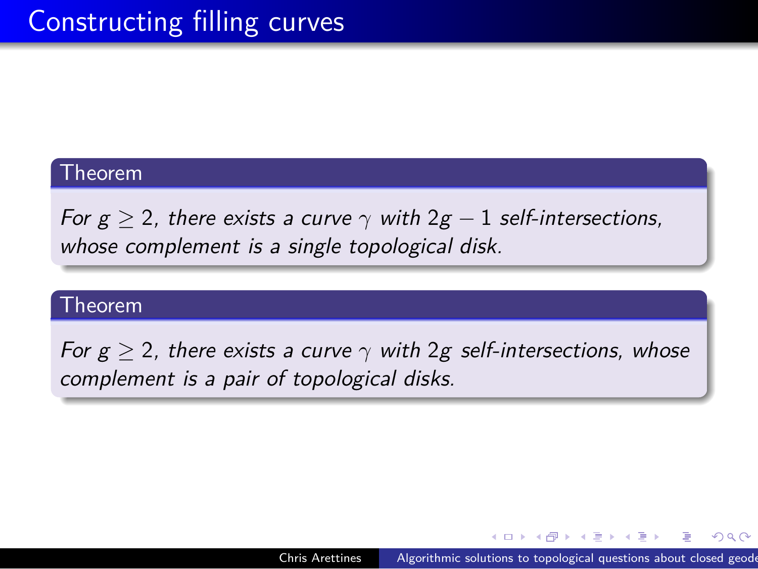# Constructing filling curves

**Theorem**

*For $g \geq 2$, there exists a curve $\gamma$ with $2g - 1$ self-intersections, whose complement is a single topological disk.*

**Theorem**

*For $g \geq 2$, there exists a curve $\gamma$ with $2g$ self-intersections, whose complement is a pair of topological disks.*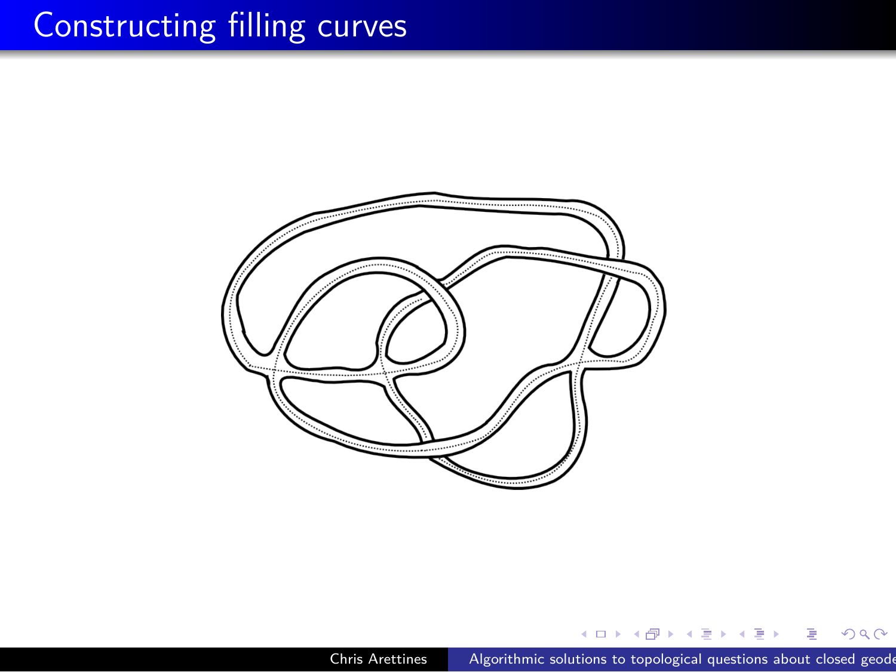# Constructing filling curves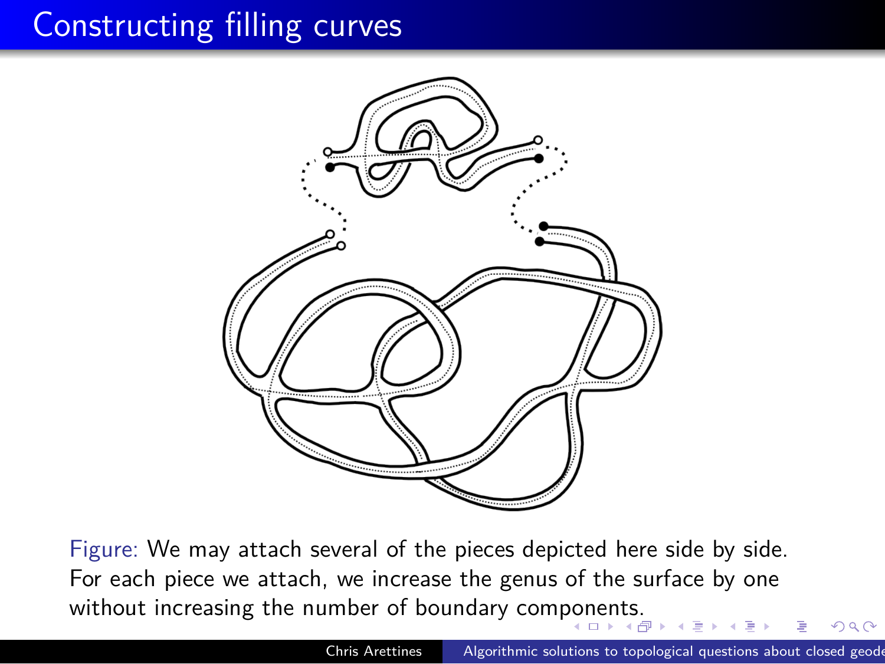# Constructing filling curves

Figure: We may attach several of the pieces depicted here side by side. For each piece we attach, we increase the genus of the surface by one without increasing the number of boundary components.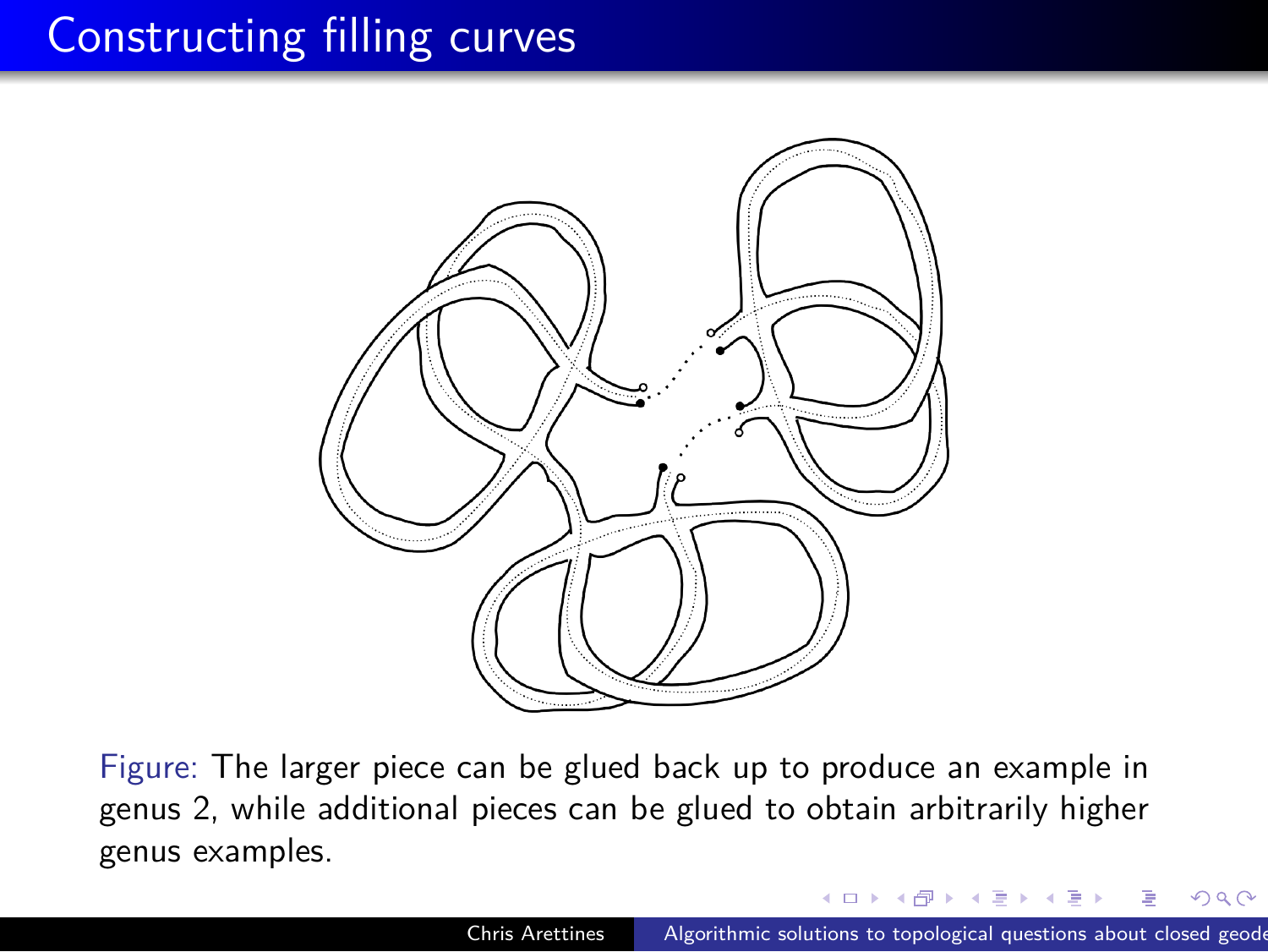# Constructing filling curves

Figure: The larger piece can be glued back up to produce an example in genus 2, while additional pieces can be glued to obtain arbitrarily higher genus examples.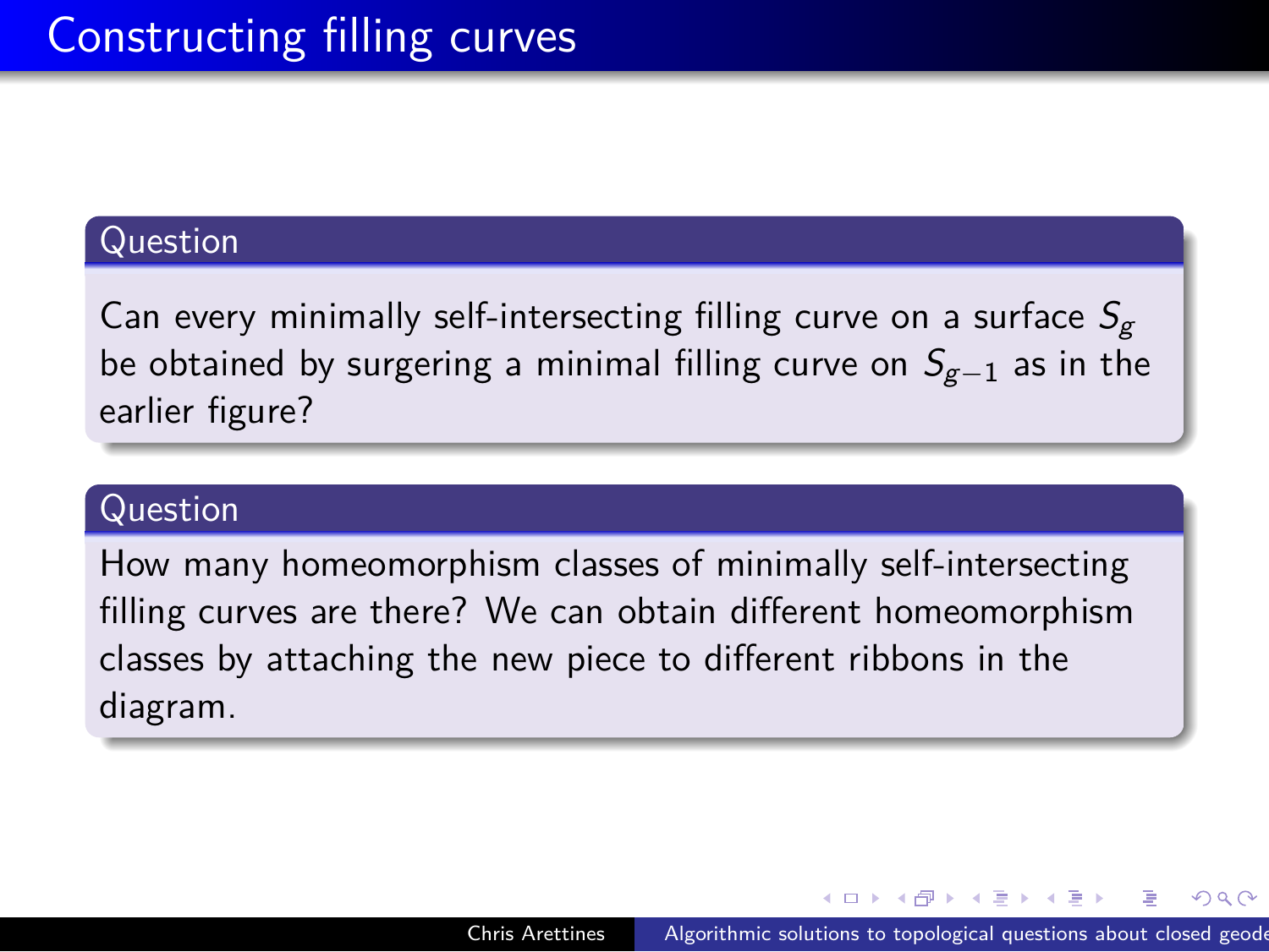# Constructing filling curves

## Question

Can every minimally self-intersecting filling curve on a surface $S_g$ be obtained by surgering a minimal filling curve on $S_{g-1}$ as in the earlier figure?

## Question

How many homeomorphism classes of minimally self-intersecting filling curves are there? We can obtain different homeomorphism classes by attaching the new piece to different ribbons in the diagram.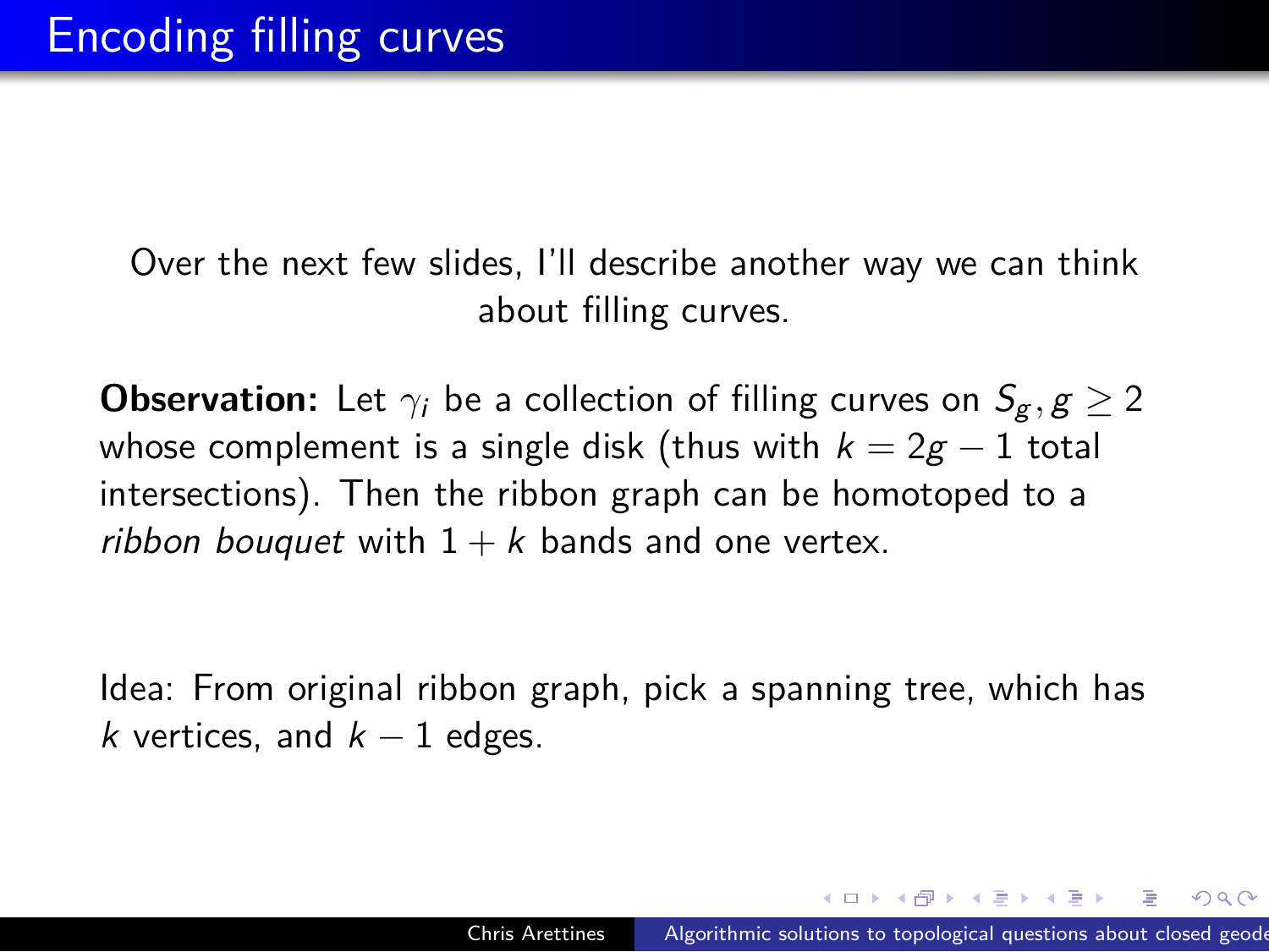# Encoding filling curves

Over the next few slides, I'll describe another way we can think about filling curves.

**Observation:** Let $\gamma_i$ be a collection of filling curves on $S_g, g \geq 2$ whose complement is a single disk (thus with $k = 2g - 1$ total intersections). Then the ribbon graph can be homotoped to a *ribbon bouquet* with $1 + k$ bands and one vertex.

Idea: From original ribbon graph, pick a spanning tree, which has $k$ vertices, and $k - 1$ edges.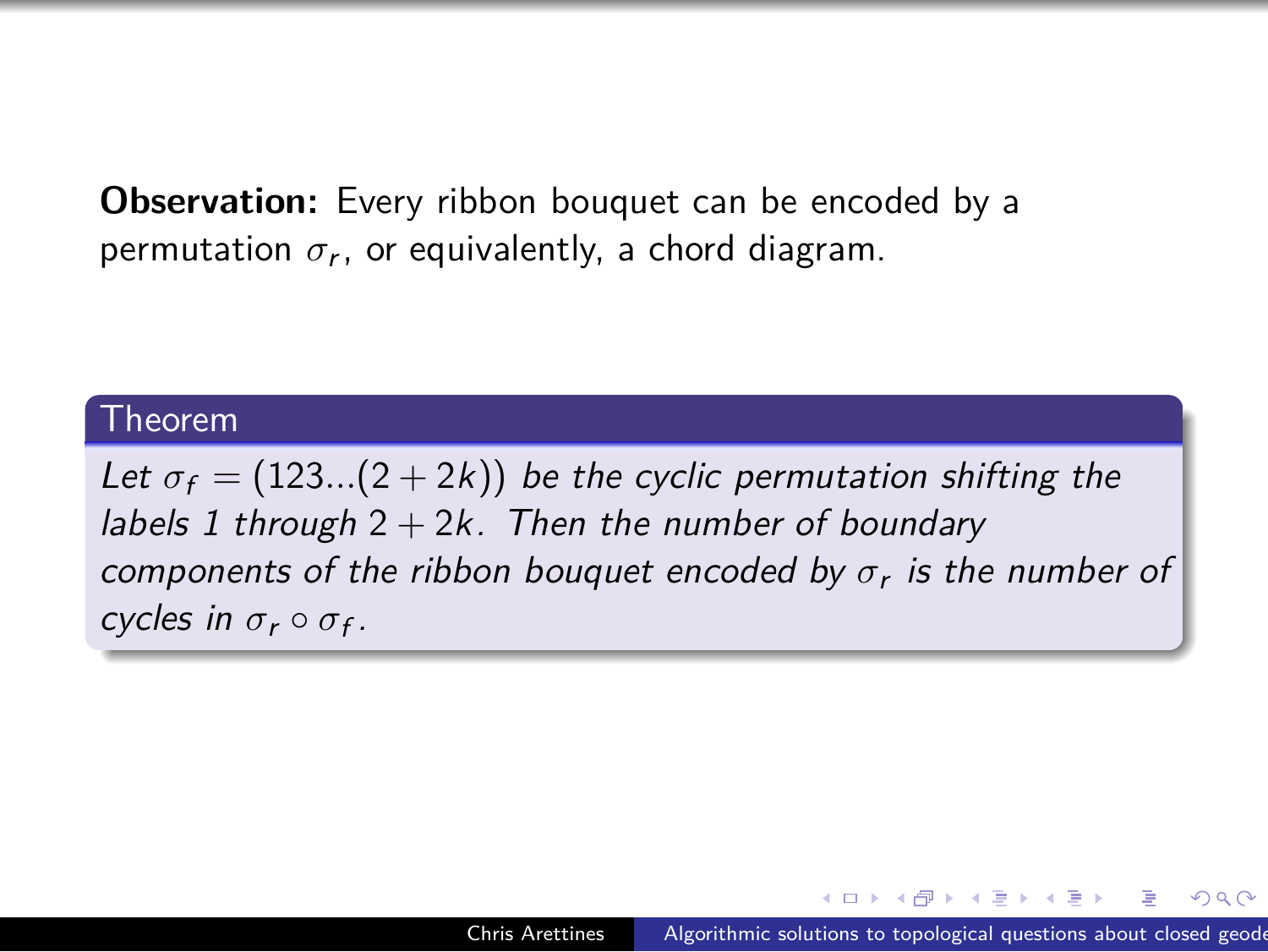**Observation:** Every ribbon bouquet can be encoded by a permutation $\sigma_r$, or equivalently, a chord diagram.

**Theorem**

*Let $\sigma_f = (123...(2+2k))$ be the cyclic permutation shifting the labels 1 through $2+2k$. Then the number of boundary components of the ribbon bouquet encoded by $\sigma_r$ is the number of cycles in $\sigma_r \circ \sigma_f$.*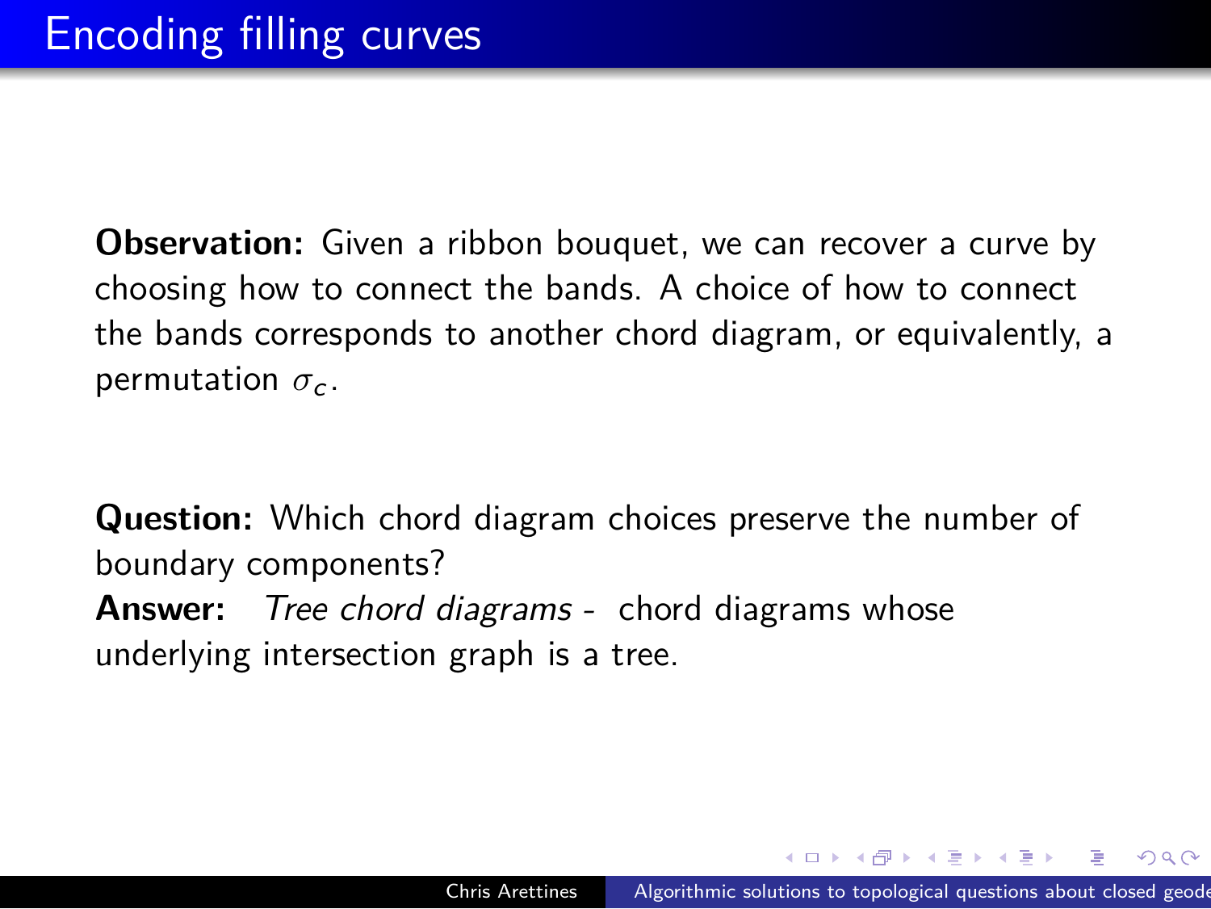# Encoding filling curves

**Observation:** Given a ribbon bouquet, we can recover a curve by choosing how to connect the bands. A choice of how to connect the bands corresponds to another chord diagram, or equivalently, a permutation $\sigma_c$.

**Question:** Which chord diagram choices preserve the number of boundary components?

**Answer:** *Tree chord diagrams* - chord diagrams whose underlying intersection graph is a tree.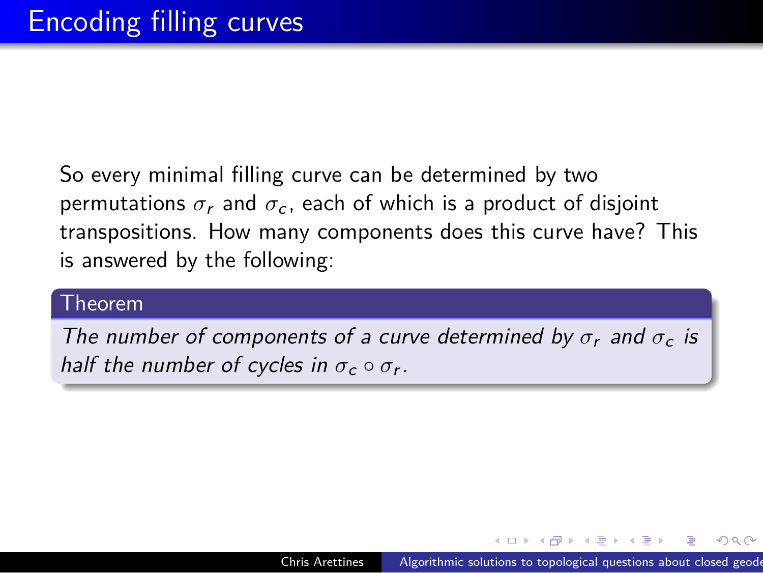# Encoding filling curves

So every minimal filling curve can be determined by two permutations $\sigma_r$ and $\sigma_c$, each of which is a product of disjoint transpositions. How many components does this curve have? This is answered by the following:

**Theorem**

*The number of components of a curve determined by $\sigma_r$ and $\sigma_c$ is half the number of cycles in $\sigma_c \circ \sigma_r$.*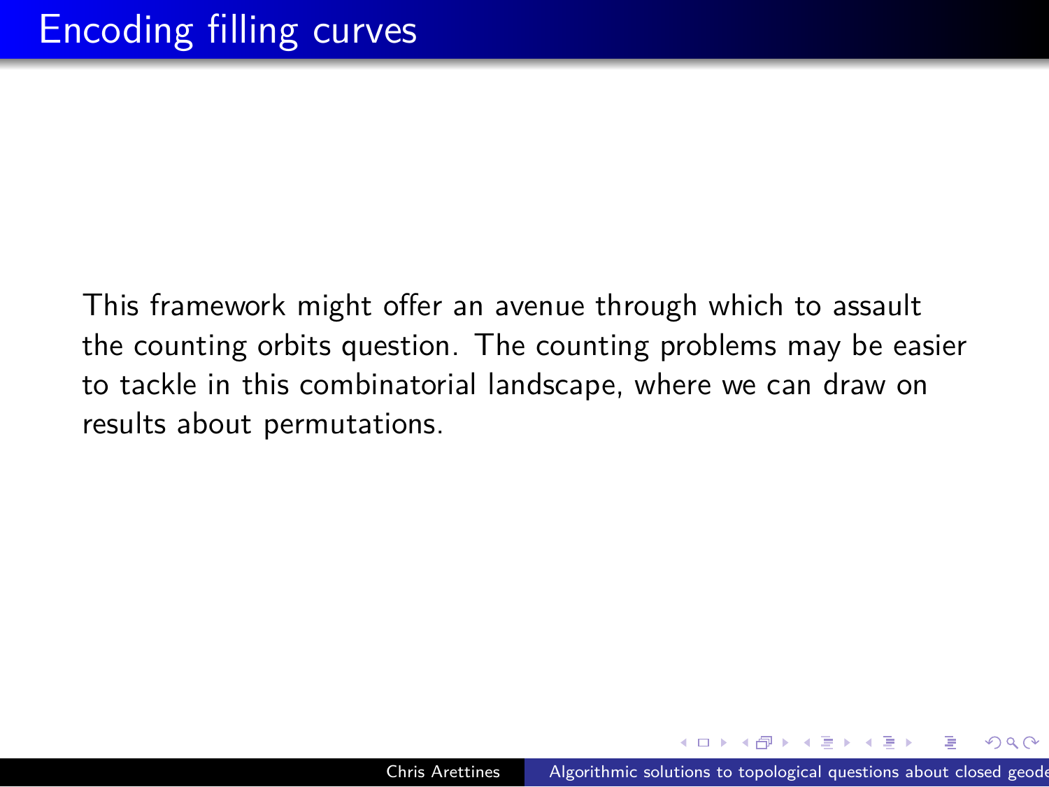# Encoding filling curves

This framework might offer an avenue through which to assault the counting orbits question. The counting problems may be easier to tackle in this combinatorial landscape, where we can draw on results about permutations.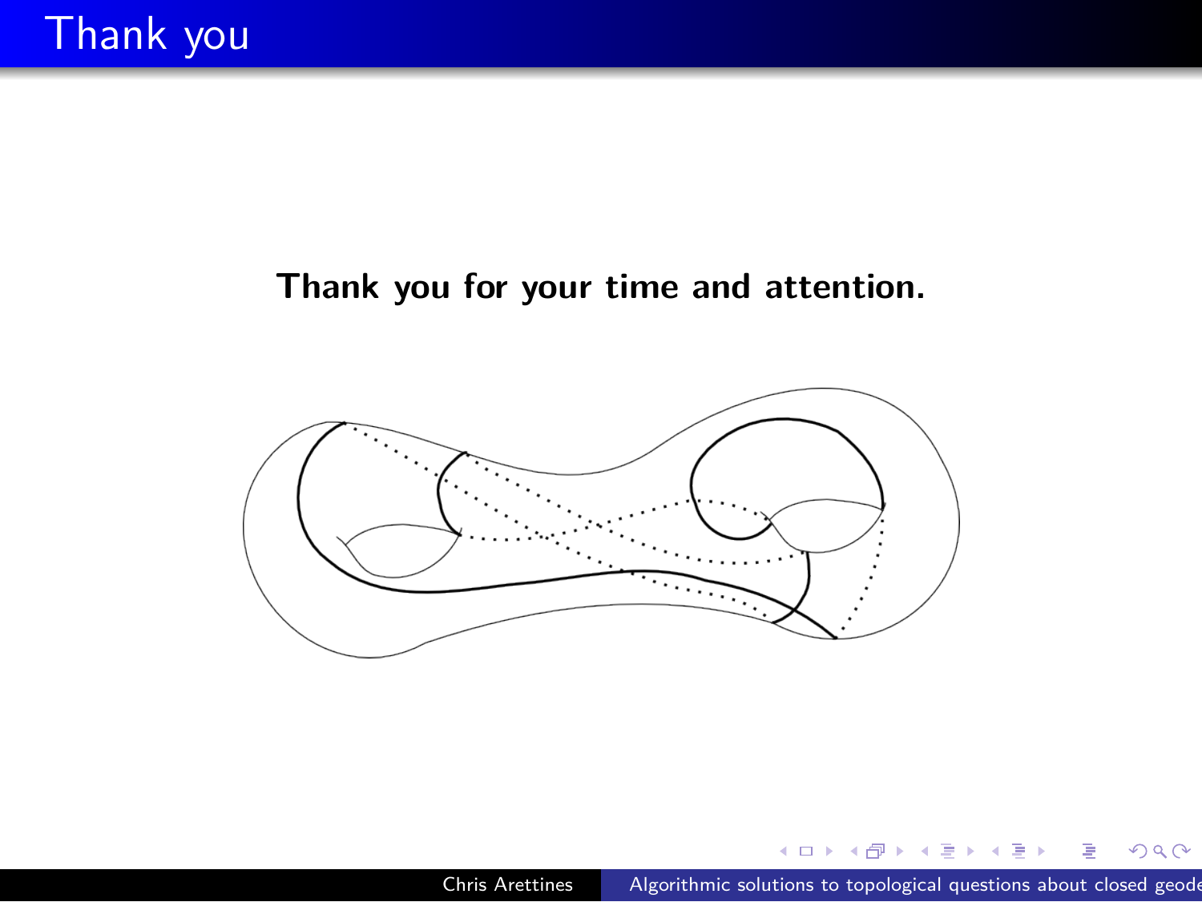# Thank you

**Thank you for your time and attention.**